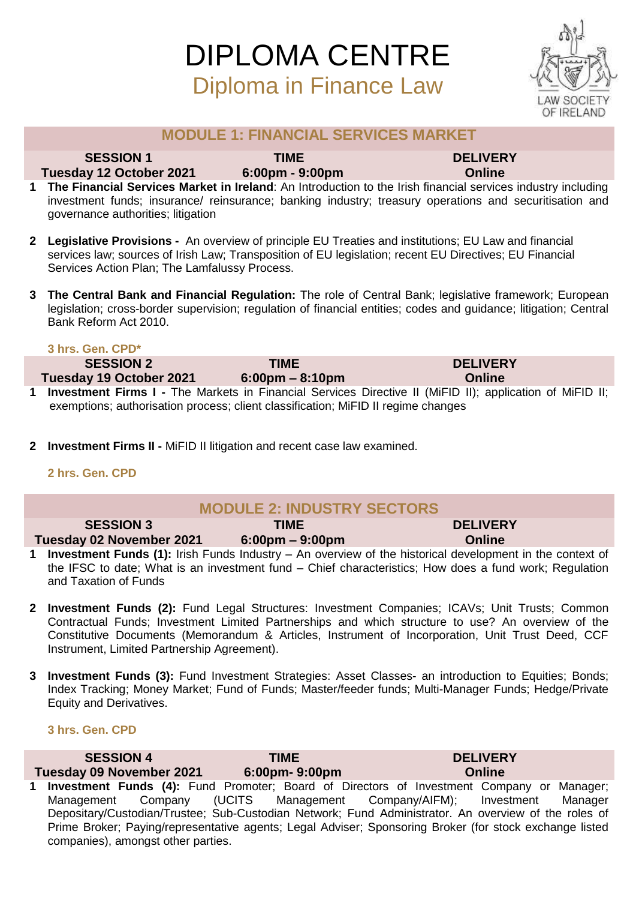# DIPLOMA CENTRE

## Diploma in Finance Law

LAW SOCIETY OF IRELAND

## MODULE 1: FINANCIAL SERVICES MARKET

| SESSION 1 | TIME | DELIVERY |
|---|---|---|
| Tuesday 12 October 2021 | 6:00pm - 9:00pm | Online |

1. **The Financial Services Market in Ireland**: An Introduction to the Irish financial services industry including investment funds; insurance/ reinsurance; banking industry; treasury operations and securitisation and governance authorities; litigation

2. **Legislative Provisions -** An overview of principle EU Treaties and institutions; EU Law and financial services law; sources of Irish Law; Transposition of EU legislation; recent EU Directives; EU Financial Services Action Plan; The Lamfalussy Process.

3. **The Central Bank and Financial Regulation:** The role of Central Bank; legislative framework; European legislation; cross-border supervision; regulation of financial entities; codes and guidance; litigation; Central Bank Reform Act 2010.

**3 hrs. Gen. CPD***

| SESSION 2 | TIME | DELIVERY |
|---|---|---|
| Tuesday 19 October 2021 | 6:00pm – 8:10pm | Online |

1. **Investment Firms I -** The Markets in Financial Services Directive II (MiFID II); application of MiFID II; exemptions; authorisation process; client classification; MiFID II regime changes

2. **Investment Firms II -** MiFID II litigation and recent case law examined.

**2 hrs. Gen. CPD**

## MODULE 2: INDUSTRY SECTORS

| SESSION 3 | TIME | DELIVERY |
|---|---|---|
| Tuesday 02 November 2021 | 6:00pm – 9:00pm | Online |

1. **Investment Funds (1):** Irish Funds Industry – An overview of the historical development in the context of the IFSC to date; What is an investment fund – Chief characteristics; How does a fund work; Regulation and Taxation of Funds

2. **Investment Funds (2):** Fund Legal Structures: Investment Companies; ICAVs; Unit Trusts; Common Contractual Funds; Investment Limited Partnerships and which structure to use? An overview of the Constitutive Documents (Memorandum & Articles, Instrument of Incorporation, Unit Trust Deed, CCF Instrument, Limited Partnership Agreement).

3. **Investment Funds (3):** Fund Investment Strategies: Asset Classes- an introduction to Equities; Bonds; Index Tracking; Money Market; Fund of Funds; Master/feeder funds; Multi-Manager Funds; Hedge/Private Equity and Derivatives.

**3 hrs. Gen. CPD**

| SESSION 4 | TIME | DELIVERY |
|---|---|---|
| Tuesday 09 November 2021 | 6:00pm- 9:00pm | Online |

1. **Investment Funds (4):** Fund Promoter; Board of Directors of Investment Company or Manager; Management Company (UCITS Management Company/AIFM); Investment Manager Depositary/Custodian/Trustee; Sub-Custodian Network; Fund Administrator. An overview of the roles of Prime Broker; Paying/representative agents; Legal Adviser; Sponsoring Broker (for stock exchange listed companies), amongst other parties.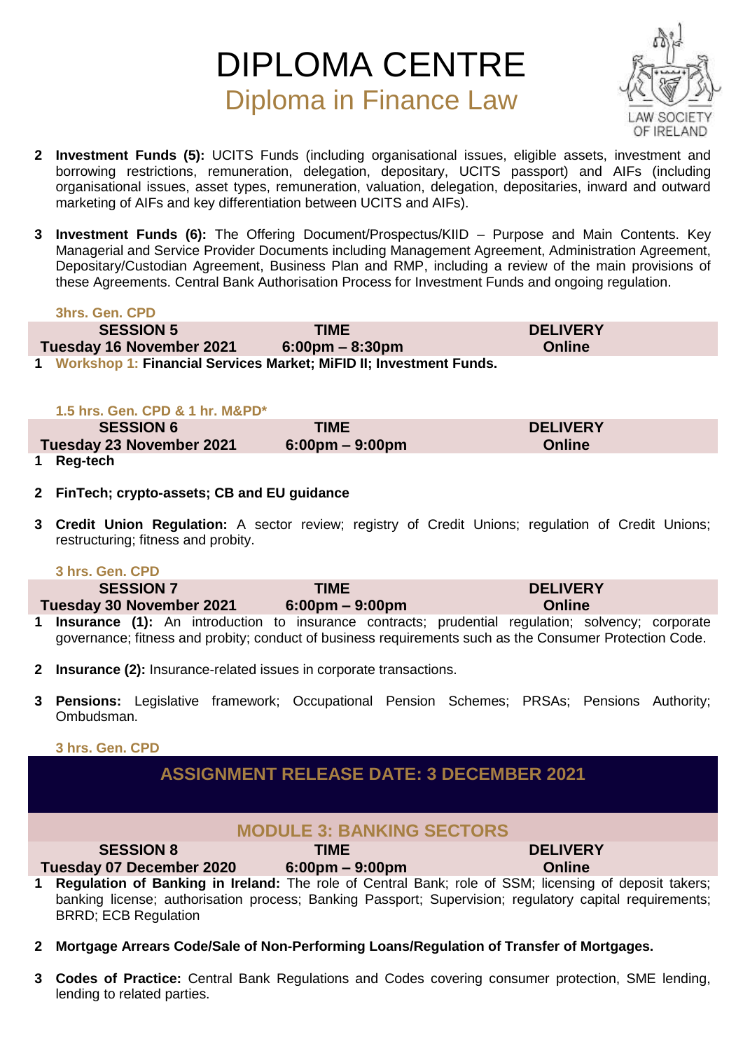# DIPLOMA CENTRE

## Diploma in Finance Law

2 **Investment Funds (5):** UCITS Funds (including organisational issues, eligible assets, investment and borrowing restrictions, remuneration, delegation, depositary, UCITS passport) and AIFs (including organisational issues, asset types, remuneration, valuation, delegation, depositaries, inward and outward marketing of AIFs and key differentiation between UCITS and AIFs).

3 **Investment Funds (6):** The Offering Document/Prospectus/KIID – Purpose and Main Contents. Key Managerial and Service Provider Documents including Management Agreement, Administration Agreement, Depositary/Custodian Agreement, Business Plan and RMP, including a review of the main provisions of these Agreements. Central Bank Authorisation Process for Investment Funds and ongoing regulation.

**3hrs. Gen. CPD**

| SESSION 5 | TIME | DELIVERY |
|---|---|---|
| Tuesday 16 November 2021 | 6:00pm – 8:30pm | Online |

1 **Workshop 1: Financial Services Market; MiFID II; Investment Funds.**

**1.5 hrs. Gen. CPD & 1 hr. M&PD***

| SESSION 6 | TIME | DELIVERY |
|---|---|---|
| Tuesday 23 November 2021 | 6:00pm – 9:00pm | Online |

1 **Reg-tech**

2 **FinTech; crypto-assets; CB and EU guidance**

3 **Credit Union Regulation:** A sector review; registry of Credit Unions; regulation of Credit Unions; restructuring; fitness and probity.

**3 hrs. Gen. CPD**

| SESSION 7 | TIME | DELIVERY |
|---|---|---|
| Tuesday 30 November 2021 | 6:00pm – 9:00pm | Online |

1 **Insurance (1):** An introduction to insurance contracts; prudential regulation; solvency; corporate governance; fitness and probity; conduct of business requirements such as the Consumer Protection Code.

2 **Insurance (2):** Insurance-related issues in corporate transactions.

3 **Pensions:** Legislative framework; Occupational Pension Schemes; PRSAs; Pensions Authority; Ombudsman.

**3 hrs. Gen. CPD**

## ASSIGNMENT RELEASE DATE: 3 DECEMBER 2021

## MODULE 3: BANKING SECTORS

| SESSION 8 | TIME | DELIVERY |
|---|---|---|
| Tuesday 07 December 2020 | 6:00pm – 9:00pm | Online |

1 **Regulation of Banking in Ireland:** The role of Central Bank; role of SSM; licensing of deposit takers; banking license; authorisation process; Banking Passport; Supervision; regulatory capital requirements; BRRD; ECB Regulation

2 **Mortgage Arrears Code/Sale of Non-Performing Loans/Regulation of Transfer of Mortgages.**

3 **Codes of Practice:** Central Bank Regulations and Codes covering consumer protection, SME lending, lending to related parties.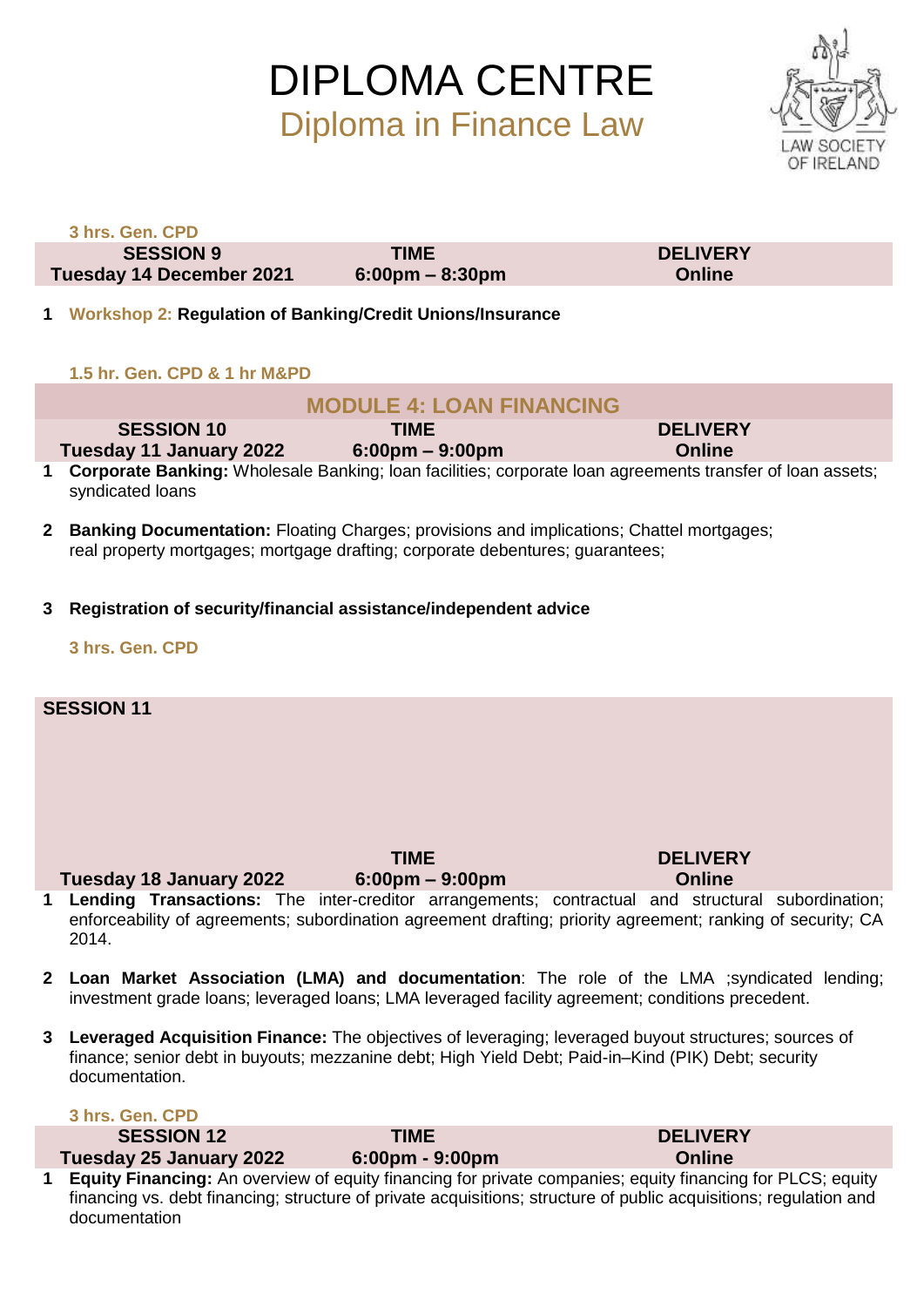# DIPLOMA CENTRE

## Diploma in Finance Law

LAW SOCIETY OF IRELAND

**3 hrs. Gen. CPD**

| SESSION 9 | TIME | DELIVERY |
|---|---|---|
| Tuesday 14 December 2021 | 6:00pm – 8:30pm | Online |

1. **Workshop 2: Regulation of Banking/Credit Unions/Insurance**

**1.5 hr. Gen. CPD & 1 hr M&PD**

## MODULE 4: LOAN FINANCING

| SESSION 10 | TIME | DELIVERY |
|---|---|---|
| Tuesday 11 January 2022 | 6:00pm – 9:00pm | Online |

1. **Corporate Banking:** Wholesale Banking; loan facilities; corporate loan agreements transfer of loan assets; syndicated loans

2. **Banking Documentation:** Floating Charges; provisions and implications; Chattel mortgages; real property mortgages; mortgage drafting; corporate debentures; guarantees;

3. **Registration of security/financial assistance/independent advice**

**3 hrs. Gen. CPD**

| SESSION 11 | TIME | DELIVERY |
|---|---|---|
| Tuesday 18 January 2022 | 6:00pm – 9:00pm | Online |

1. **Lending Transactions:** The inter-creditor arrangements; contractual and structural subordination; enforceability of agreements; subordination agreement drafting; priority agreement; ranking of security; CA 2014.

2. **Loan Market Association (LMA) and documentation**: The role of the LMA ;syndicated lending; investment grade loans; leveraged loans; LMA leveraged facility agreement; conditions precedent.

3. **Leveraged Acquisition Finance:** The objectives of leveraging; leveraged buyout structures; sources of finance; senior debt in buyouts; mezzanine debt; High Yield Debt; Paid-in–Kind (PIK) Debt; security documentation.

**3 hrs. Gen. CPD**

| SESSION 12 | TIME | DELIVERY |
|---|---|---|
| Tuesday 25 January 2022 | 6:00pm - 9:00pm | Online |

1. **Equity Financing:** An overview of equity financing for private companies; equity financing for PLCS; equity financing vs. debt financing; structure of private acquisitions; structure of public acquisitions; regulation and documentation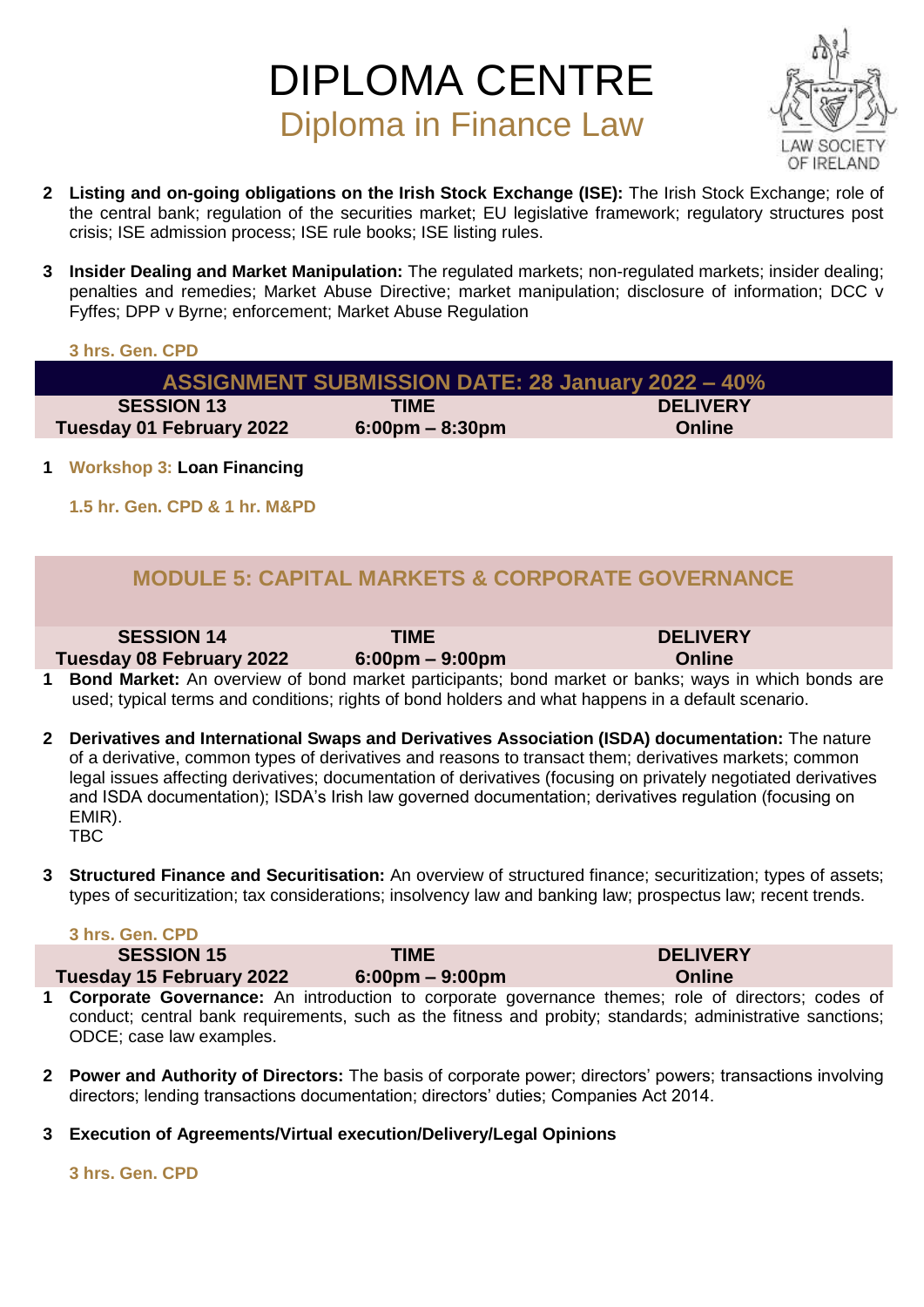# DIPLOMA CENTRE

## Diploma in Finance Law

2. **Listing and on-going obligations on the Irish Stock Exchange (ISE):** The Irish Stock Exchange; role of the central bank; regulation of the securities market; EU legislative framework; regulatory structures post crisis; ISE admission process; ISE rule books; ISE listing rules.

3. **Insider Dealing and Market Manipulation:** The regulated markets; non-regulated markets; insider dealing; penalties and remedies; Market Abuse Directive; market manipulation; disclosure of information; DCC v Fyffes; DPP v Byrne; enforcement; Market Abuse Regulation

**3 hrs. Gen. CPD**

**ASSIGNMENT SUBMISSION DATE: 28 January 2022 – 40%**

| SESSION 13 | TIME | DELIVERY |
|---|---|---|
| Tuesday 01 February 2022 | 6:00pm – 8:30pm | Online |

1. **Workshop 3: Loan Financing**

**1.5 hr. Gen. CPD & 1 hr. M&PD**

## MODULE 5: CAPITAL MARKETS & CORPORATE GOVERNANCE

| SESSION 14 | TIME | DELIVERY |
|---|---|---|
| Tuesday 08 February 2022 | 6:00pm – 9:00pm | Online |

1. **Bond Market:** An overview of bond market participants; bond market or banks; ways in which bonds are used; typical terms and conditions; rights of bond holders and what happens in a default scenario.

2. **Derivatives and International Swaps and Derivatives Association (ISDA) documentation:** The nature of a derivative, common types of derivatives and reasons to transact them; derivatives markets; common legal issues affecting derivatives; documentation of derivatives (focusing on privately negotiated derivatives and ISDA documentation); ISDA's Irish law governed documentation; derivatives regulation (focusing on EMIR).
TBC

3. **Structured Finance and Securitisation:** An overview of structured finance; securitization; types of assets; types of securitization; tax considerations; insolvency law and banking law; prospectus law; recent trends.

**3 hrs. Gen. CPD**

| SESSION 15 | TIME | DELIVERY |
|---|---|---|
| Tuesday 15 February 2022 | 6:00pm – 9:00pm | Online |

1. **Corporate Governance:** An introduction to corporate governance themes; role of directors; codes of conduct; central bank requirements, such as the fitness and probity; standards; administrative sanctions; ODCE; case law examples.

2. **Power and Authority of Directors:** The basis of corporate power; directors' powers; transactions involving directors; lending transactions documentation; directors' duties; Companies Act 2014.

3. **Execution of Agreements/Virtual execution/Delivery/Legal Opinions**

**3 hrs. Gen. CPD**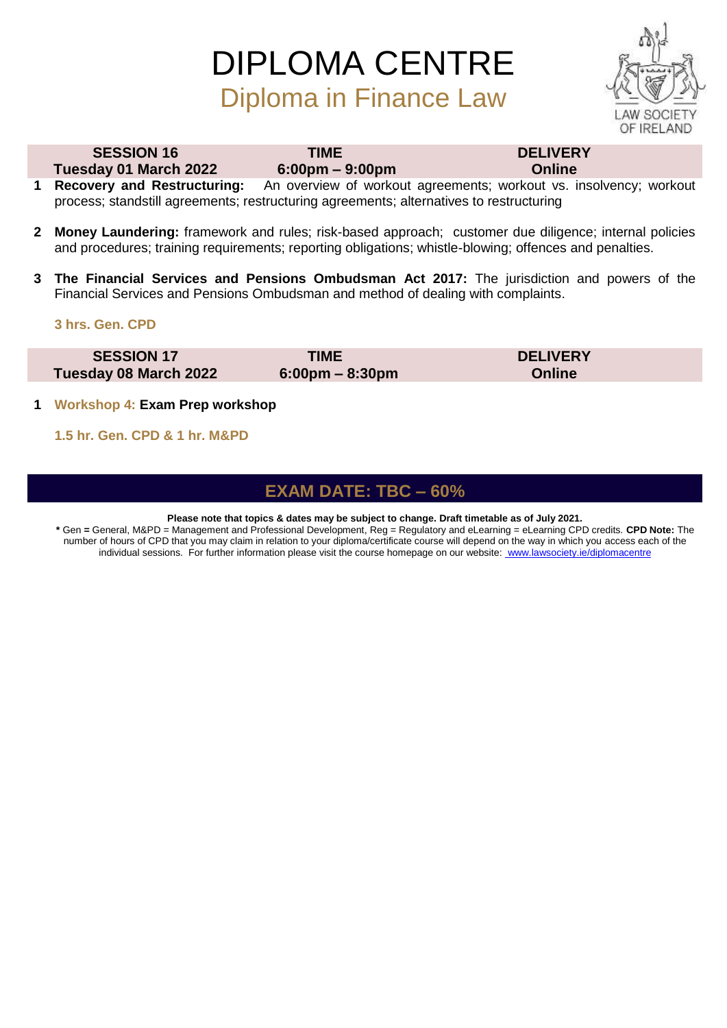# DIPLOMA CENTRE

## Diploma in Finance Law

| SESSION 16<br>Tuesday 01 March 2022 | TIME<br>6:00pm – 9:00pm | DELIVERY<br>Online |
|---|---|---|

1. **Recovery and Restructuring:** An overview of workout agreements; workout vs. insolvency; workout process; standstill agreements; restructuring agreements; alternatives to restructuring

2. **Money Laundering:** framework and rules; risk-based approach; customer due diligence; internal policies and procedures; training requirements; reporting obligations; whistle-blowing; offences and penalties.

3. **The Financial Services and Pensions Ombudsman Act 2017:** The jurisdiction and powers of the Financial Services and Pensions Ombudsman and method of dealing with complaints.

**3 hrs. Gen. CPD**

| SESSION 17<br>Tuesday 08 March 2022 | TIME<br>6:00pm – 8:30pm | DELIVERY<br>Online |
|---|---|---|

1. **Workshop 4: Exam Prep workshop**

**1.5 hr. Gen. CPD & 1 hr. M&PD**

## EXAM DATE: TBC – 60%

**Please note that topics & dates may be subject to change. Draft timetable as of July 2021.**

**\*** Gen **=** General, M&PD = Management and Professional Development, Reg = Regulatory and eLearning = eLearning CPD credits. **CPD Note:** The number of hours of CPD that you may claim in relation to your diploma/certificate course will depend on the way in which you access each of the individual sessions. For further information please visit the course homepage on our website: www.lawsociety.ie/diplomacentre